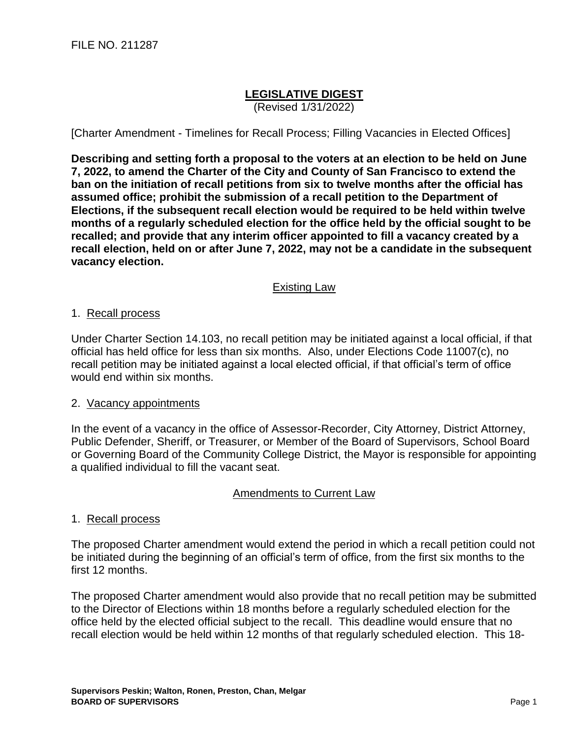FILE NO. 211287

# LEGISLATIVE DIGEST

(Revised 1/31/2022)

[Charter Amendment - Timelines for Recall Process; Filling Vacancies in Elected Offices]

**Describing and setting forth a proposal to the voters at an election to be held on June 7, 2022, to amend the Charter of the City and County of San Francisco to extend the ban on the initiation of recall petitions from six to twelve months after the official has assumed office; prohibit the submission of a recall petition to the Department of Elections, if the subsequent recall election would be required to be held within twelve months of a regularly scheduled election for the office held by the official sought to be recalled; and provide that any interim officer appointed to fill a vacancy created by a recall election, held on or after June 7, 2022, may not be a candidate in the subsequent vacancy election.**

## Existing Law

### 1. Recall process

Under Charter Section 14.103, no recall petition may be initiated against a local official, if that official has held office for less than six months. Also, under Elections Code 11007(c), no recall petition may be initiated against a local elected official, if that official's term of office would end within six months.

### 2. Vacancy appointments

In the event of a vacancy in the office of Assessor-Recorder, City Attorney, District Attorney, Public Defender, Sheriff, or Treasurer, or Member of the Board of Supervisors, School Board or Governing Board of the Community College District, the Mayor is responsible for appointing a qualified individual to fill the vacant seat.

## Amendments to Current Law

### 1. Recall process

The proposed Charter amendment would extend the period in which a recall petition could not be initiated during the beginning of an official's term of office, from the first six months to the first 12 months.

The proposed Charter amendment would also provide that no recall petition may be submitted to the Director of Elections within 18 months before a regularly scheduled election for the office held by the elected official subject to the recall. This deadline would ensure that no recall election would be held within 12 months of that regularly scheduled election. This 18-

Supervisors Peskin; Walton, Ronen, Preston, Chan, Melgar
BOARD OF SUPERVISORS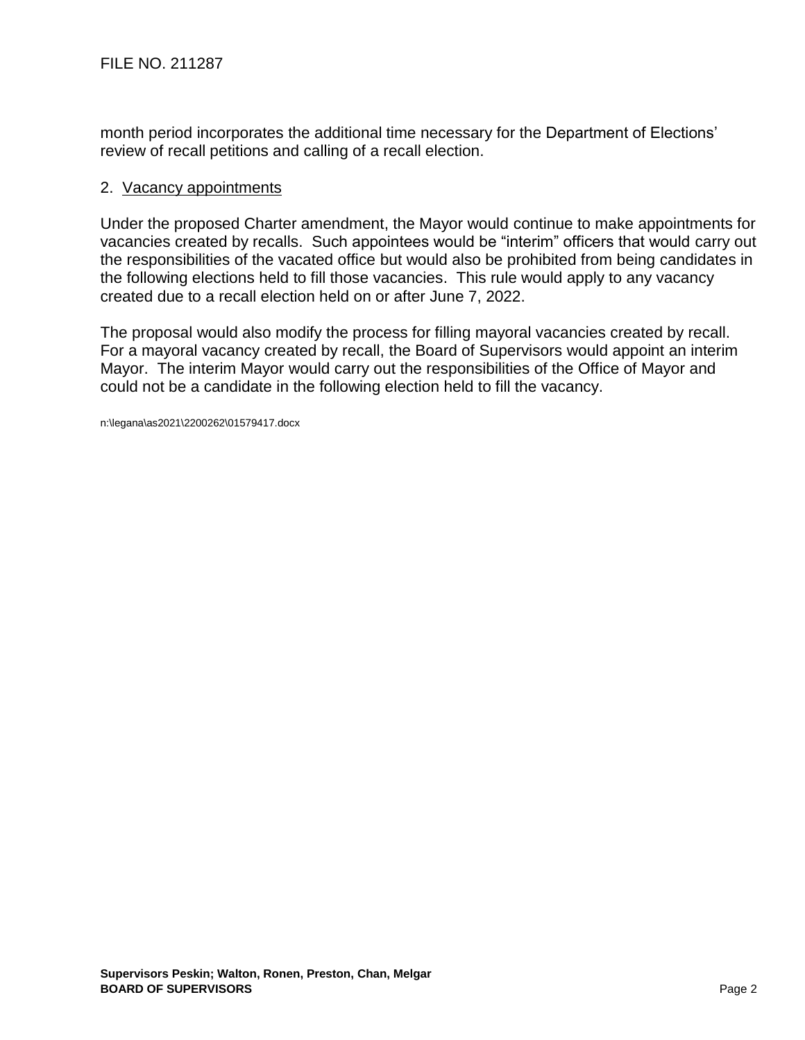month period incorporates the additional time necessary for the Department of Elections' review of recall petitions and calling of a recall election.

2. Vacancy appointments

Under the proposed Charter amendment, the Mayor would continue to make appointments for vacancies created by recalls. Such appointees would be "interim" officers that would carry out the responsibilities of the vacated office but would also be prohibited from being candidates in the following elections held to fill those vacancies. This rule would apply to any vacancy created due to a recall election held on or after June 7, 2022.

The proposal would also modify the process for filling mayoral vacancies created by recall. For a mayoral vacancy created by recall, the Board of Supervisors would appoint an interim Mayor. The interim Mayor would carry out the responsibilities of the Office of Mayor and could not be a candidate in the following election held to fill the vacancy.

n:\legana\as2021\2200262\01579417.docx